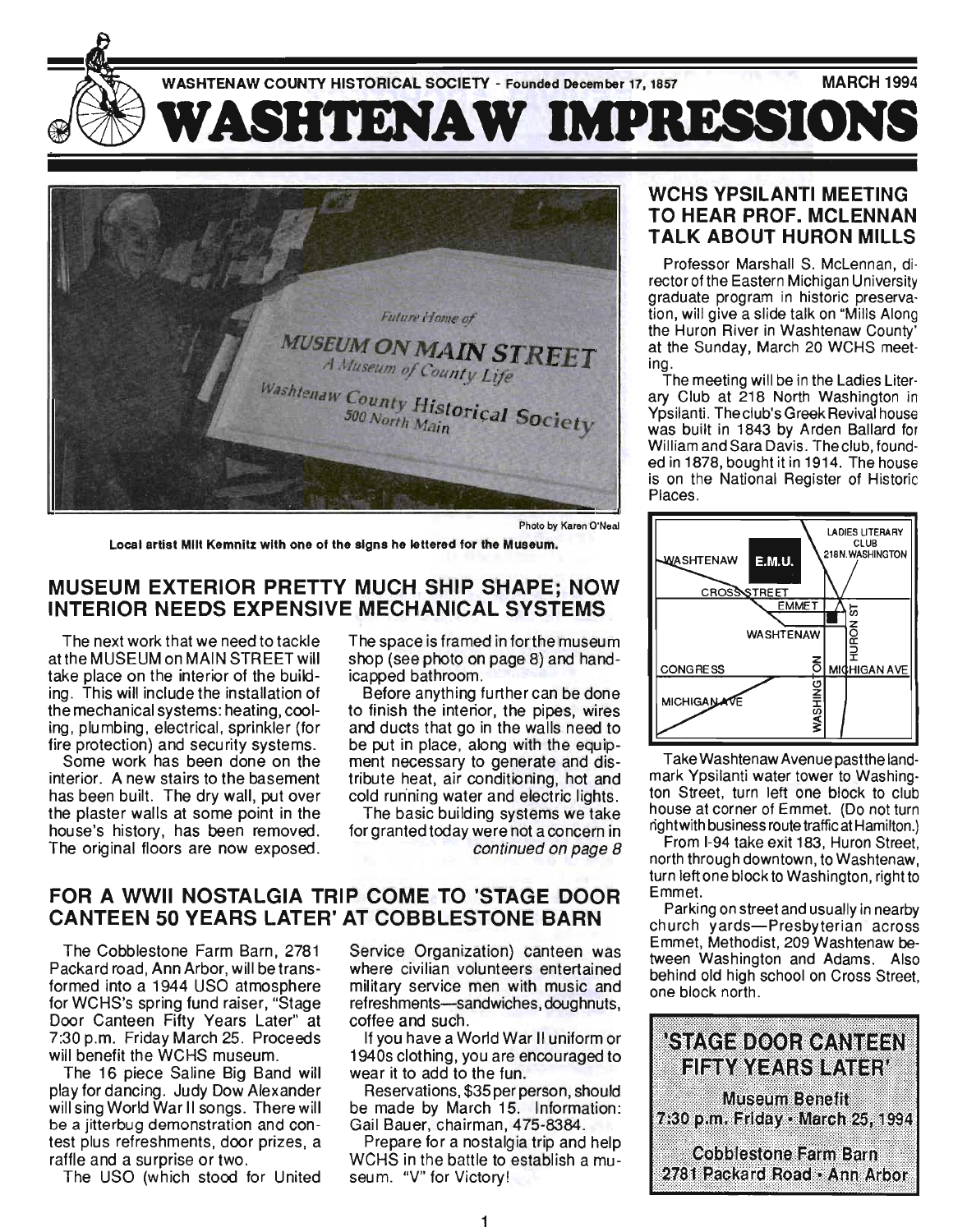WASHTENAW COUNTY HISTORICAL SOCIETY - Founded December 17, 1857 — MARCH 1994

# WASHTENAW IMPRESSIONS

Photo by Karen O'Neal

**Local artist Milt Kemnitz with one of the signs he lettered for the Museum.**

## MUSEUM EXTERIOR PRETTY MUCH SHIP SHAPE; NOW INTERIOR NEEDS EXPENSIVE MECHANICAL SYSTEMS

The next work that we need to tackle at the MUSEUM on MAIN STREET will take place on the interior of the building. This will include the installation of the mechanical systems: heating, cooling, plumbing, electrical, sprinkler (for fire protection) and security systems.

Some work has been done on the interior. A new stairs to the basement has been built. The dry wall, put over the plaster walls at some point in the house's history, has been removed. The original floors are now exposed. The space is framed in for the museum shop (see photo on page 8) and handicapped bathroom.

Before anything further can be done to finish the interior, the pipes, wires and ducts that go in the walls need to be put in place, along with the equipment necessary to generate and distribute heat, air conditioning, hot and cold running water and electric lights.

The basic building systems we take for granted today were not a concern in

*continued on page 8*

## FOR A WWII NOSTALGIA TRIP COME TO 'STAGE DOOR CANTEEN 50 YEARS LATER' AT COBBLESTONE BARN

The Cobblestone Farm Barn, 2781 Packard road, Ann Arbor, will be transformed into a 1944 USO atmosphere for WCHS's spring fund raiser, "Stage Door Canteen Fifty Years Later" at 7:30 p.m. Friday March 25. Proceeds will benefit the WCHS museum.

The 16 piece Saline Big Band will play for dancing. Judy Dow Alexander will sing World War II songs. There will be a jitterbug demonstration and contest plus refreshments, door prizes, a raffle and a surprise or two.

The USO (which stood for United Service Organization) canteen was where civilian volunteers entertained military service men with music and refreshments—sandwiches, doughnuts, coffee and such.

If you have a World War II uniform or 1940s clothing, you are encouraged to wear it to add to the fun.

Reservations, $35 per person, should be made by March 15. Information: Gail Bauer, chairman, 475-8384.

Prepare for a nostalgia trip and help WCHS in the battle to establish a museum. "V" for Victory!

## WCHS YPSILANTI MEETING TO HEAR PROF. MCLENNAN TALK ABOUT HURON MILLS

Professor Marshall S. McLennan, director of the Eastern Michigan University graduate program in historic preservation, will give a slide talk on "Mills Along the Huron River in Washtenaw County" at the Sunday, March 20 WCHS meeting.

The meeting will be in the Ladies Literary Club at 218 North Washington in Ypsilanti. The club's Greek Revival house was built in 1843 by Arden Ballard for William and Sara Davis. The club, founded in 1878, bought it in 1914. The house is on the National Register of Historic Places.

Take Washtenaw Avenue past the landmark Ypsilanti water tower to Washington Street, turn left one block to club house at corner of Emmet. (Do not turn right with business route traffic at Hamilton.)

From I-94 take exit 183, Huron Street, north through downtown, to Washtenaw, turn left one block to Washington, right to Emmet.

Parking on street and usually in nearby church yards—Presbyterian across Emmet, Methodist, 209 Washtenaw between Washington and Adams. Also behind old high school on Cross Street, one block north.

**'STAGE DOOR CANTEEN FIFTY YEARS LATER'**

**Museum Benefit**

**7:30 p.m. Friday • March 25, 1994**

**Cobblestone Farm Barn**

**2781 Packard Road • Ann Arbor**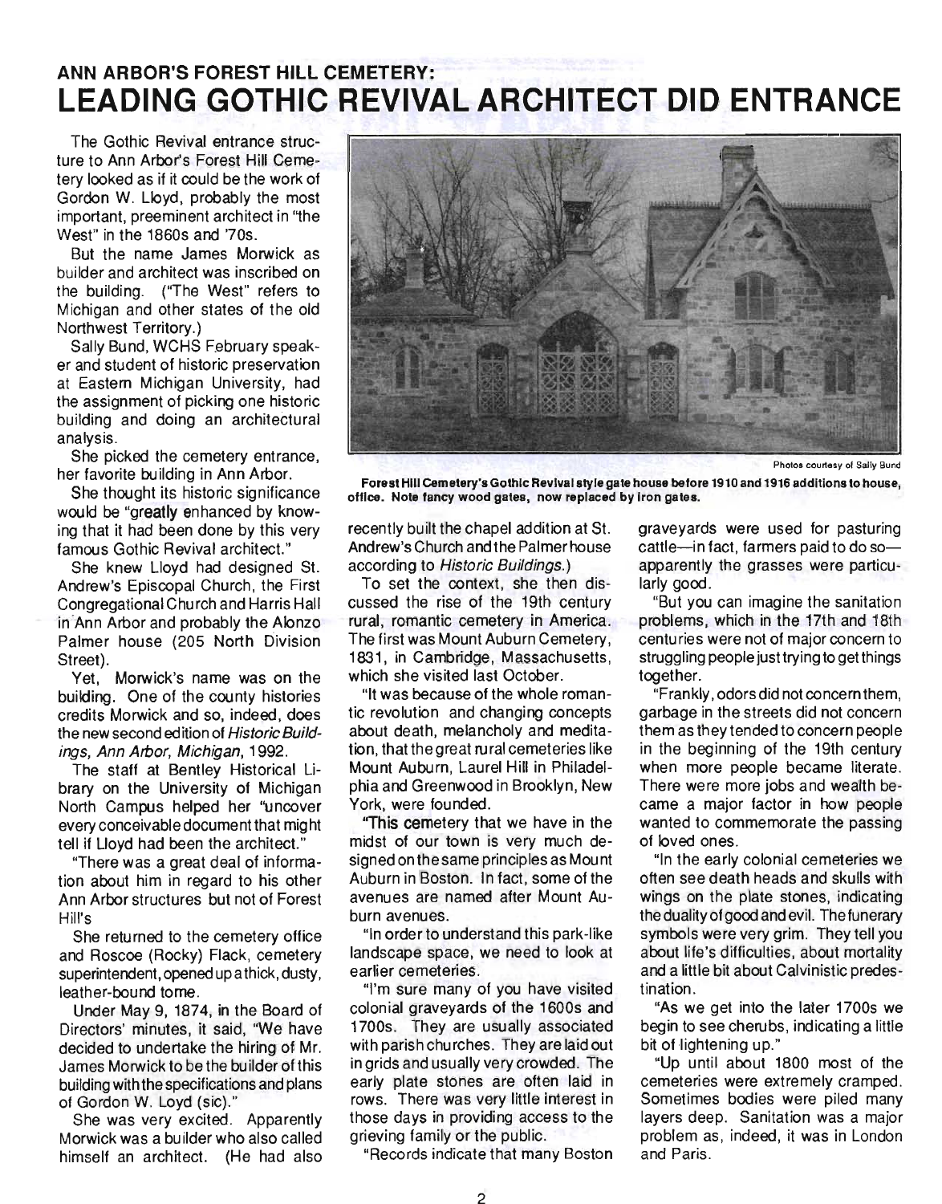## ANN ARBOR'S FOREST HILL CEMETERY:

# LEADING GOTHIC REVIVAL ARCHITECT DID ENTRANCE

The Gothic Revival entrance structure to Ann Arbor's Forest Hill Cemetery looked as if it could be the work of Gordon W. Lloyd, probably the most important, preeminent architect in "the West" in the 1860s and '70s.

But the name James Morwick as builder and architect was inscribed on the building. ("The West" refers to Michigan and other states of the old Northwest Territory.)

Sally Bund, WCHS February speaker and student of historic preservation at Eastern Michigan University, had the assignment of picking one historic building and doing an architectural analysis.

She picked the cemetery entrance, her favorite building in Ann Arbor.

She thought its historic significance would be "greatly enhanced by knowing that it had been done by this very famous Gothic Revival architect."

She knew Lloyd had designed St. Andrew's Episcopal Church, the First Congregational Church and Harris Hall in Ann Arbor and probably the Alonzo Palmer house (205 North Division Street).

Yet, Morwick's name was on the building. One of the county histories credits Morwick and so, indeed, does the new second edition of *Historic Buildings, Ann Arbor, Michigan*, 1992.

The staff at Bentley Historical Library on the University of Michigan North Campus helped her "uncover every conceivable document that might tell if Lloyd had been the architect."

"There was a great deal of information about him in regard to his other Ann Arbor structures but not of Forest Hill's

She returned to the cemetery office and Roscoe (Rocky) Flack, cemetery superintendent, opened up a thick, dusty, leather-bound tome.

Under May 9, 1874, in the Board of Directors' minutes, it said, "We have decided to undertake the hiring of Mr. James Morwick to be the builder of this building with the specifications and plans of Gordon W. Loyd (sic)."

She was very excited. Apparently Morwick was a builder who also called himself an architect. (He had also recently built the chapel addition at St. Andrew's Church and the Palmer house according to *Historic Buildings*.)

Photos courtesy of Sally Bund

**Forest Hill Cemetery's Gothic Revival style gate house before 1910 and 1916 additions to house, office. Note fancy wood gates, now replaced by iron gates.**

To set the context, she then discussed the rise of the 19th century rural, romantic cemetery in America. The first was Mount Auburn Cemetery, 1831, in Cambridge, Massachusetts, which she visited last October.

"It was because of the whole romantic revolution and changing concepts about death, melancholy and meditation, that the great rural cemeteries like Mount Auburn, Laurel Hill in Philadelphia and Greenwood in Brooklyn, New York, were founded.

"This cemetery that we have in the midst of our town is very much designed on the same principles as Mount Auburn in Boston. In fact, some of the avenues are named after Mount Auburn avenues.

"In order to understand this park-like landscape space, we need to look at earlier cemeteries.

"I'm sure many of you have visited colonial graveyards of the 1600s and 1700s. They are usually associated with parish churches. They are laid out in grids and usually very crowded. The early plate stones are often laid in rows. There was very little interest in those days in providing access to the grieving family or the public.

"Records indicate that many Boston graveyards were used for pasturing cattle—in fact, farmers paid to do so—apparently the grasses were particularly good.

"But you can imagine the sanitation problems, which in the 17th and 18th centuries were not of major concern to struggling people just trying to get things together.

"Frankly, odors did not concern them, garbage in the streets did not concern them as they tended to concern people in the beginning of the 19th century when more people became literate. There were more jobs and wealth became a major factor in how people wanted to commemorate the passing of loved ones.

"In the early colonial cemeteries we often see death heads and skulls with wings on the plate stones, indicating the duality of good and evil. The funerary symbols were very grim. They tell you about life's difficulties, about mortality and a little bit about Calvinistic predestination.

"As we get into the later 1700s we begin to see cherubs, indicating a little bit of lightening up."

"Up until about 1800 most of the cemeteries were extremely cramped. Sometimes bodies were piled many layers deep. Sanitation was a major problem as, indeed, it was in London and Paris.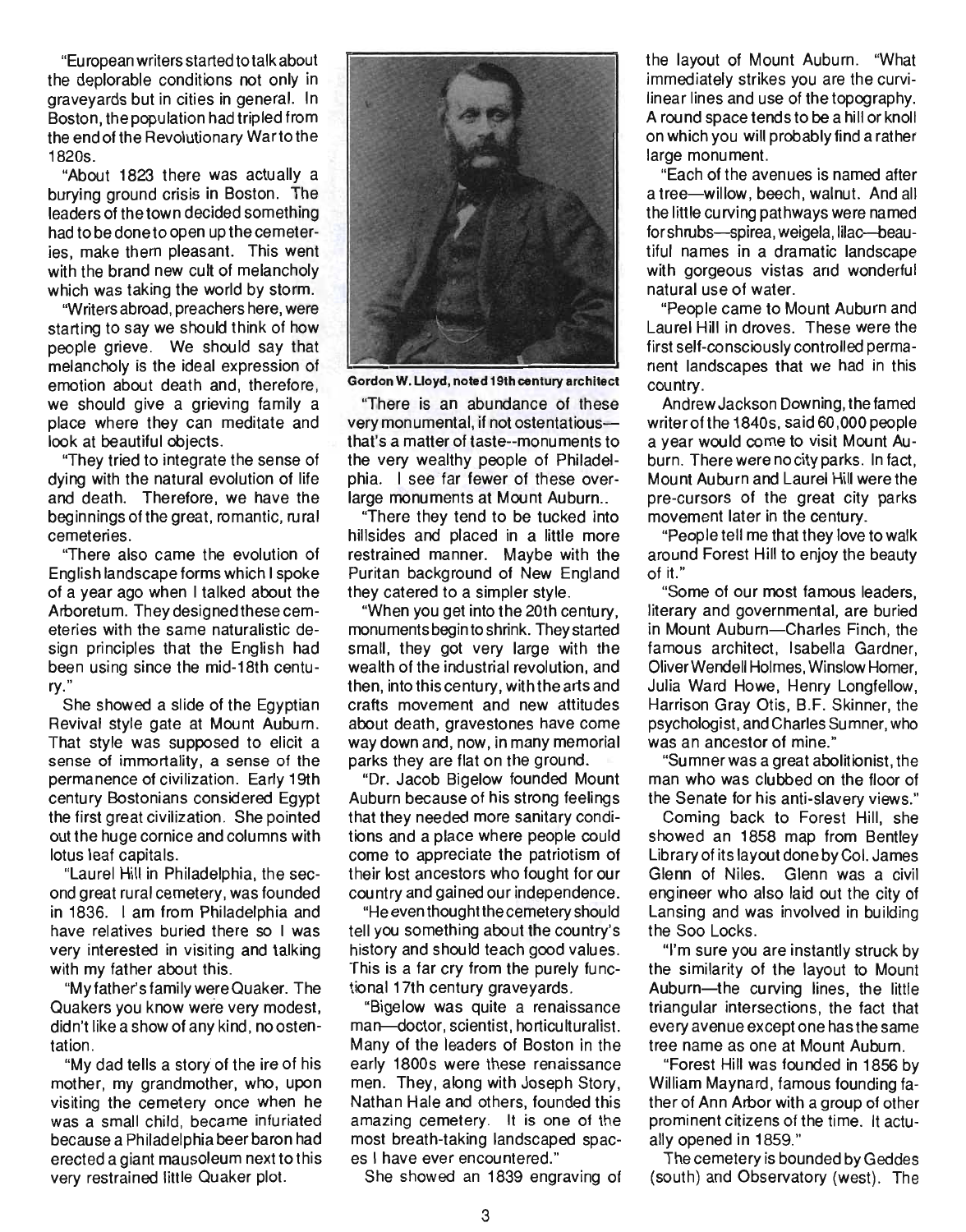"European writers started to talk about the deplorable conditions not only in graveyards but in cities in general. In Boston, the population had tripled from the end of the Revolutionary War to the 1820s.

"About 1823 there was actually a burying ground crisis in Boston. The leaders of the town decided something had to be done to open up the cemeteries, make them pleasant. This went with the brand new cult of melancholy which was taking the world by storm.

"Writers abroad, preachers here, were starting to say we should think of how people grieve. We should say that melancholy is the ideal expression of emotion about death and, therefore, we should give a grieving family a place where they can meditate and look at beautiful objects.

"They tried to integrate the sense of dying with the natural evolution of life and death. Therefore, we have the beginnings of the great, romantic, rural cemeteries.

"There also came the evolution of English landscape forms which I spoke of a year ago when I talked about the Arboretum. They designed these cemeteries with the same naturalistic design principles that the English had been using since the mid-18th century."

She showed a slide of the Egyptian Revival style gate at Mount Auburn. That style was supposed to elicit a sense of immortality, a sense of the permanence of civilization. Early 19th century Bostonians considered Egypt the first great civilization. She pointed out the huge cornice and columns with lotus leaf capitals.

"Laurel Hill in Philadelphia, the second great rural cemetery, was founded in 1836. I am from Philadelphia and have relatives buried there so I was very interested in visiting and talking with my father about this.

"My father's family were Quaker. The Quakers you know were very modest, didn't like a show of any kind, no ostentation.

"My dad tells a story of the ire of his mother, my grandmother, who, upon visiting the cemetery once when he was a small child, became infuriated because a Philadelphia beer baron had erected a giant mausoleum next to this very restrained little Quaker plot.

**Gordon W. Lloyd, noted 19th century architect**

"There is an abundance of these very monumental, if not ostentatious—that's a matter of taste--monuments to the very wealthy people of Philadelphia. I see far fewer of these overlarge monuments at Mount Auburn..

"There they tend to be tucked into hillsides and placed in a little more restrained manner. Maybe with the Puritan background of New England they catered to a simpler style.

"When you get into the 20th century, monuments begin to shrink. They started small, they got very large with the wealth of the industrial revolution, and then, into this century, with the arts and crafts movement and new attitudes about death, gravestones have come way down and, now, in many memorial parks they are flat on the ground.

"Dr. Jacob Bigelow founded Mount Auburn because of his strong feelings that they needed more sanitary conditions and a place where people could come to appreciate the patriotism of their lost ancestors who fought for our country and gained our independence.

"He even thought the cemetery should tell you something about the country's history and should teach good values. This is a far cry from the purely functional 17th century graveyards.

"Bigelow was quite a renaissance man—doctor, scientist, horticulturalist. Many of the leaders of Boston in the early 1800s were these renaissance men. They, along with Joseph Story, Nathan Hale and others, founded this amazing cemetery. It is one of the most breath-taking landscaped spaces I have ever encountered."

She showed an 1839 engraving of the layout of Mount Auburn. "What immediately strikes you are the curvilinear lines and use of the topography. A round space tends to be a hill or knoll on which you will probably find a rather large monument.

"Each of the avenues is named after a tree—willow, beech, walnut. And all the little curving pathways were named for shrubs—spirea, weigela, lilac—beautiful names in a dramatic landscape with gorgeous vistas and wonderful natural use of water.

"People came to Mount Auburn and Laurel Hill in droves. These were the first self-consciously controlled permanent landscapes that we had in this country.

Andrew Jackson Downing, the famed writer of the 1840s, said 60,000 people a year would come to visit Mount Auburn. There were no city parks. In fact, Mount Auburn and Laurel Hill were the pre-cursors of the great city parks movement later in the century.

"People tell me that they love to walk around Forest Hill to enjoy the beauty of it."

"Some of our most famous leaders, literary and governmental, are buried in Mount Auburn—Charles Finch, the famous architect, Isabella Gardner, Oliver Wendell Holmes, Winslow Homer, Julia Ward Howe, Henry Longfellow, Harrison Gray Otis, B.F. Skinner, the psychologist, and Charles Sumner, who was an ancestor of mine."

"Sumner was a great abolitionist, the man who was clubbed on the floor of the Senate for his anti-slavery views."

Coming back to Forest Hill, she showed an 1858 map from Bentley Library of its layout done by Col. James Glenn of Niles. Glenn was a civil engineer who also laid out the city of Lansing and was involved in building the Soo Locks.

"I'm sure you are instantly struck by the similarity of the layout to Mount Auburn—the curving lines, the little triangular intersections, the fact that every avenue except one has the same tree name as one at Mount Auburn.

"Forest Hill was founded in 1856 by William Maynard, famous founding father of Ann Arbor with a group of other prominent citizens of the time. It actually opened in 1859."

The cemetery is bounded by Geddes (south) and Observatory (west). The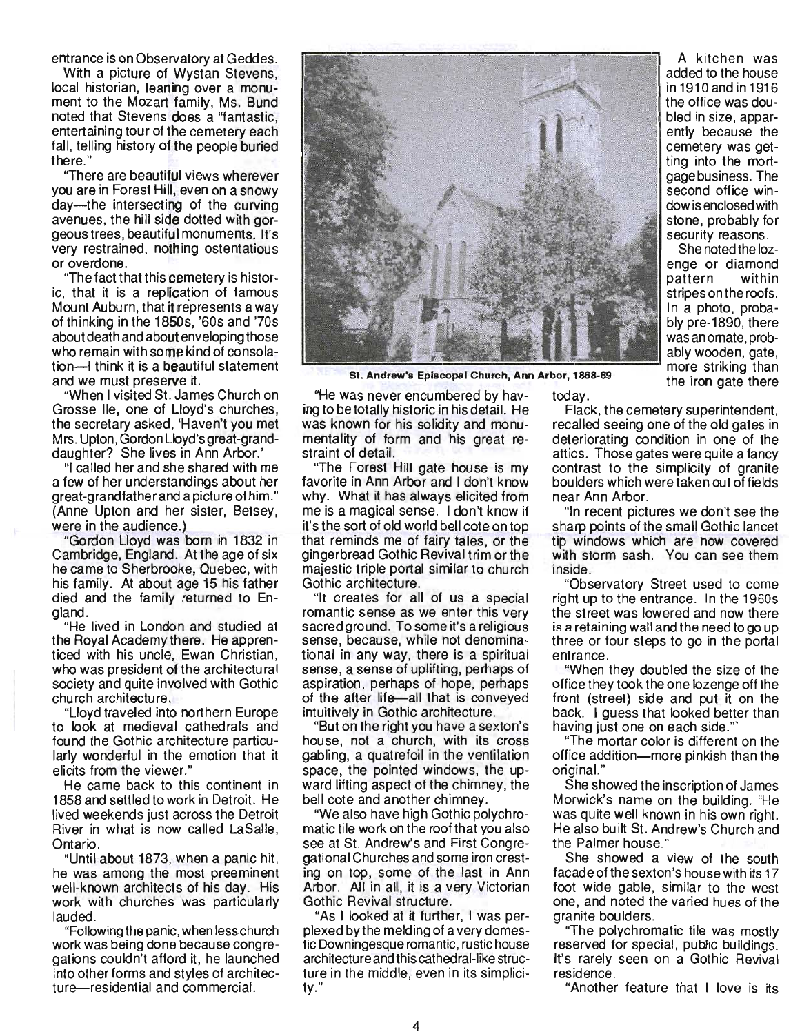entrance is on Observatory at Geddes.

With a picture of Wystan Stevens, local historian, leaning over a monument to the Mozart family, Ms. Bund noted that Stevens does a "fantastic, entertaining tour of the cemetery each fall, telling history of the people buried there."

"There are beautiful views wherever you are in Forest Hill, even on a snowy day—the intersecting of the curving avenues, the hill side dotted with gorgeous trees, beautiful monuments. It's very restrained, nothing ostentatious or overdone.

"The fact that this cemetery is historic, that it is a replication of famous Mount Auburn, that it represents a way of thinking in the 1850s, '60s and '70s about death and about enveloping those who remain with some kind of consolation—I think it is a beautiful statement and we must preserve it.

"When I visited St. James Church on Grosse Ile, one of Lloyd's churches, the secretary asked, 'Haven't you met Mrs. Upton, Gordon Lloyd's great-granddaughter? She lives in Ann Arbor.'

"I called her and she shared with me a few of her understandings about her great-grandfather and a picture of him." (Anne Upton and her sister, Betsey, were in the audience.)

"Gordon Lloyd was born in 1832 in Cambridge, England. At the age of six he came to Sherbrooke, Quebec, with his family. At about age 15 his father died and the family returned to England.

"He lived in London and studied at the Royal Academy there. He apprenticed with his uncle, Ewan Christian, who was president of the architectural society and quite involved with Gothic church architecture.

"Lloyd traveled into northern Europe to look at medieval cathedrals and found the Gothic architecture particularly wonderful in the emotion that it elicits from the viewer."

He came back to this continent in 1858 and settled to work in Detroit. He lived weekends just across the Detroit River in what is now called LaSalle, Ontario.

"Until about 1873, when a panic hit, he was among the most preeminent well-known architects of his day. His work with churches was particularly lauded.

"Following the panic, when less church work was being done because congregations couldn't afford it, he launched into other forms and styles of architecture—residential and commercial.

St. Andrew's Episcopal Church, Ann Arbor, 1868-69

"He was never encumbered by having to be totally historic in his detail. He was known for his solidity and monumentality of form and his great restraint of detail.

"The Forest Hill gate house is my favorite in Ann Arbor and I don't know why. What it has always elicited from me is a magical sense. I don't know if it's the sort of old world bell cote on top that reminds me of fairy tales, or the gingerbread Gothic Revival trim or the majestic triple portal similar to church Gothic architecture.

"It creates for all of us a special romantic sense as we enter this very sacred ground. To some it's a religious sense, because, while not denominational in any way, there is a spiritual sense, a sense of uplifting, perhaps of aspiration, perhaps of hope, perhaps of the after life—all that is conveyed intuitively in Gothic architecture.

"But on the right you have a sexton's house, not a church, with its cross gabling, a quatrefoil in the ventilation space, the pointed windows, the upward lifting aspect of the chimney, the bell cote and another chimney.

"We also have high Gothic polychromatic tile work on the roof that you also see at St. Andrew's and First Congregational Churches and some iron cresting on top, some of the last in Ann Arbor. All in all, it is a very Victorian Gothic Revival structure.

"As I looked at it further, I was perplexed by the melding of a very domestic Downingesque romantic, rustic house architecture and this cathedral-like structure in the middle, even in its simplicity."

A kitchen was added to the house in 1910 and in 1916 the office was doubled in size, apparently because the cemetery was getting into the mortgage business. The second office window is enclosed with stone, probably for security reasons.

She noted the lozenge or diamond pattern within stripes on the roofs. In a photo, probably pre-1890, there was an ornate, probably wooden, gate, more striking than the iron gate there today.

Flack, the cemetery superintendent, recalled seeing one of the old gates in deteriorating condition in one of the attics. Those gates were quite a fancy contrast to the simplicity of granite boulders which were taken out of fields near Ann Arbor.

"In recent pictures we don't see the sharp points of the small Gothic lancet tip windows which are now covered with storm sash. You can see them inside.

"Observatory Street used to come right up to the entrance. In the 1960s the street was lowered and now there is a retaining wall and the need to go up three or four steps to go in the portal entrance.

"When they doubled the size of the office they took the one lozenge off the front (street) side and put it on the back. I guess that looked better than having just one on each side."

"The mortar color is different on the office addition—more pinkish than the original."

She showed the inscription of James Morwick's name on the building. "He was quite well known in his own right. He also built St. Andrew's Church and the Palmer house."

She showed a view of the south facade of the sexton's house with its 17 foot wide gable, similar to the west one, and noted the varied hues of the granite boulders.

"The polychromatic tile was mostly reserved for special, public buildings. It's rarely seen on a Gothic Revival residence.

"Another feature that I love is its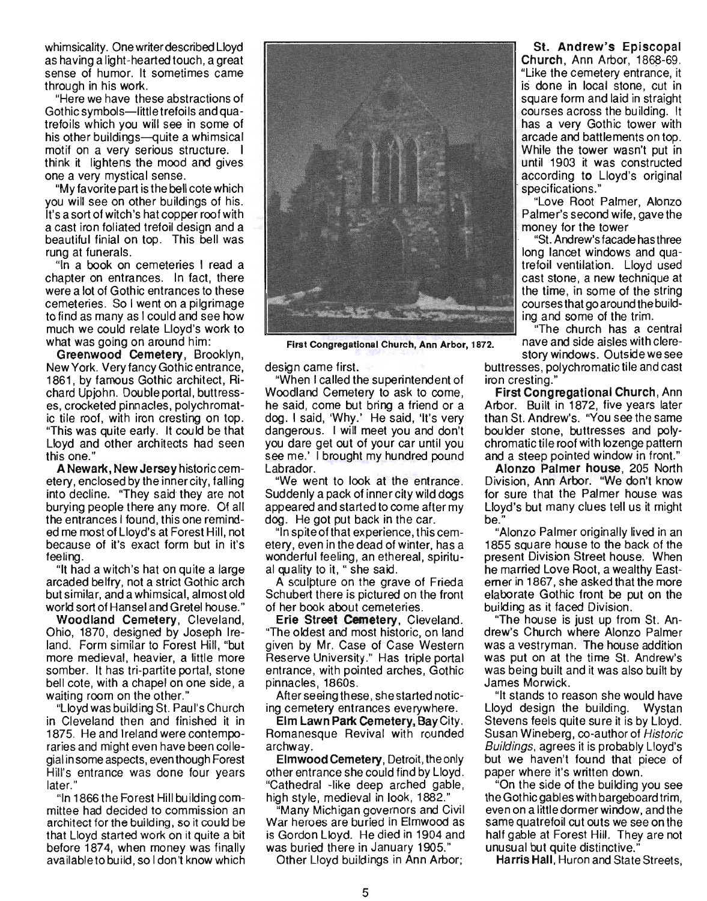whimsicality. One writer described Lloyd as having a light-hearted touch, a great sense of humor. It sometimes came through in his work.

"Here we have these abstractions of Gothic symbols—little trefoils and quatrefoils which you will see in some of his other buildings—quite a whimsical motif on a very serious structure. I think it lightens the mood and gives one a very mystical sense.

"My favorite part is the bell cote which you will see on other buildings of his. It's a sort of witch's hat copper roof with a cast iron foliated trefoil design and a beautiful finial on top. This bell was rung at funerals.

"In a book on cemeteries I read a chapter on entrances. In fact, there were a lot of Gothic entrances to these cemeteries. So I went on a pilgrimage to find as many as I could and see how much we could relate Lloyd's work to what was going on around him:

**Greenwood Cemetery**, Brooklyn, New York. Very fancy Gothic entrance, 1861, by famous Gothic architect, Richard Upjohn. Double portal, buttresses, crocketed pinnacles, polychromatic tile roof, with iron cresting on top. "This was quite early. It could be that Lloyd and other architects had seen this one."

**A Newark, New Jersey** historic cemetery, enclosed by the inner city, falling into decline. "They said they are not burying people there any more. Of all the entrances I found, this one reminded me most of Lloyd's at Forest Hill, not because of it's exact form but in it's feeling.

"It had a witch's hat on quite a large arcaded belfry, not a strict Gothic arch but similar, and a whimsical, almost old world sort of Hansel and Gretel house."

**Woodland Cemetery**, Cleveland, Ohio, 1870, designed by Joseph Ireland. Form similar to Forest Hill, "but more medieval, heavier, a little more somber. It has tri-partite portal, stone bell cote, with a chapel on one side, a waiting room on the other."

"Lloyd was building St. Paul's Church in Cleveland then and finished it in 1875. He and Ireland were contemporaries and might even have been collegial in some aspects, even though Forest Hill's entrance was done four years later."

"In 1866 the Forest Hill building committee had decided to commission an architect for the building, so it could be that Lloyd started work on it quite a bit before 1874, when money was finally available to build, so I don't know which design came first.

"When I called the superintendent of Woodland Cemetery to ask to come, he said, come but bring a friend or a dog. I said, 'Why.' He said, 'It's very dangerous. I will meet you and don't you dare get out of your car until you see me.' I brought my hundred pound Labrador.

"We went to look at the entrance. Suddenly a pack of inner city wild dogs appeared and started to come after my dog. He got put back in the car.

"In spite of that experience, this cemetery, even in the dead of winter, has a wonderful feeling, an ethereal, spiritual quality to it, " she said.

A sculpture on the grave of Frieda Schubert there is pictured on the front of her book about cemeteries.

**Erie Street Cemetery**, Cleveland. "The oldest and most historic, on land given by Mr. Case of Case Western Reserve University." Has triple portal entrance, with pointed arches, Gothic pinnacles, 1860s.

After seeing these, she started noticing cemetery entrances everywhere.

**Elm Lawn Park Cemetery, Bay** City. Romanesque Revival with rounded archway.

**Elmwood Cemetery**, Detroit, the only other entrance she could find by Lloyd. "Cathedral -like deep arched gable, high style, medieval in look, 1882."

"Many Michigan governors and Civil War heroes are buried in Elmwood as is Gordon Lloyd. He died in 1904 and was buried there in January 1905."

Other Lloyd buildings in Ann Arbor;

First Congregational Church, Ann Arbor, 1872.

**St. Andrew's Episcopal Church**, Ann Arbor, 1868-69. "Like the cemetery entrance, it is done in local stone, cut in square form and laid in straight courses across the building. It has a very Gothic tower with arcade and battlements on top. While the tower wasn't put in until 1903 it was constructed according to Lloyd's original specifications."

"Love Root Palmer, Alonzo Palmer's second wife, gave the money for the tower

"St. Andrew's facade has three long lancet windows and quatrefoil ventilation. Lloyd used cast stone, a new technique at the time, in some of the string courses that go around the building and some of the trim.

"The church has a central nave and side aisles with clerestory windows. Outside we see buttresses, polychromatic tile and cast iron cresting."

**First Congregational Church**, Ann Arbor. Built in 1872, five years later than St. Andrew's. "You see the same boulder stone, buttresses and polychromatic tile roof with lozenge pattern and a steep pointed window in front."

**Alonzo Palmer house**, 205 North Division, Ann Arbor. "We don't know for sure that the Palmer house was Lloyd's but many clues tell us it might be."

"Alonzo Palmer originally lived in an 1855 square house to the back of the present Division Street house. When he married Love Root, a wealthy Easterner in 1867, she asked that the more elaborate Gothic front be put on the building as it faced Division.

"The house is just up from St. Andrew's Church where Alonzo Palmer was a vestryman. The house addition was put on at the time St. Andrew's was being built and it was also built by James Morwick.

"It stands to reason she would have Lloyd design the building. Wystan Stevens feels quite sure it is by Lloyd. Susan Wineberg, co-author of *Historic Buildings*, agrees it is probably Lloyd's but we haven't found that piece of paper where it's written down.

"On the side of the building you see the Gothic gables with bargeboard trim, even on a little dormer window, and the same quatrefoil cut outs we see on the half gable at Forest Hill. They are not unusual but quite distinctive."

**Harris Hall**, Huron and State Streets,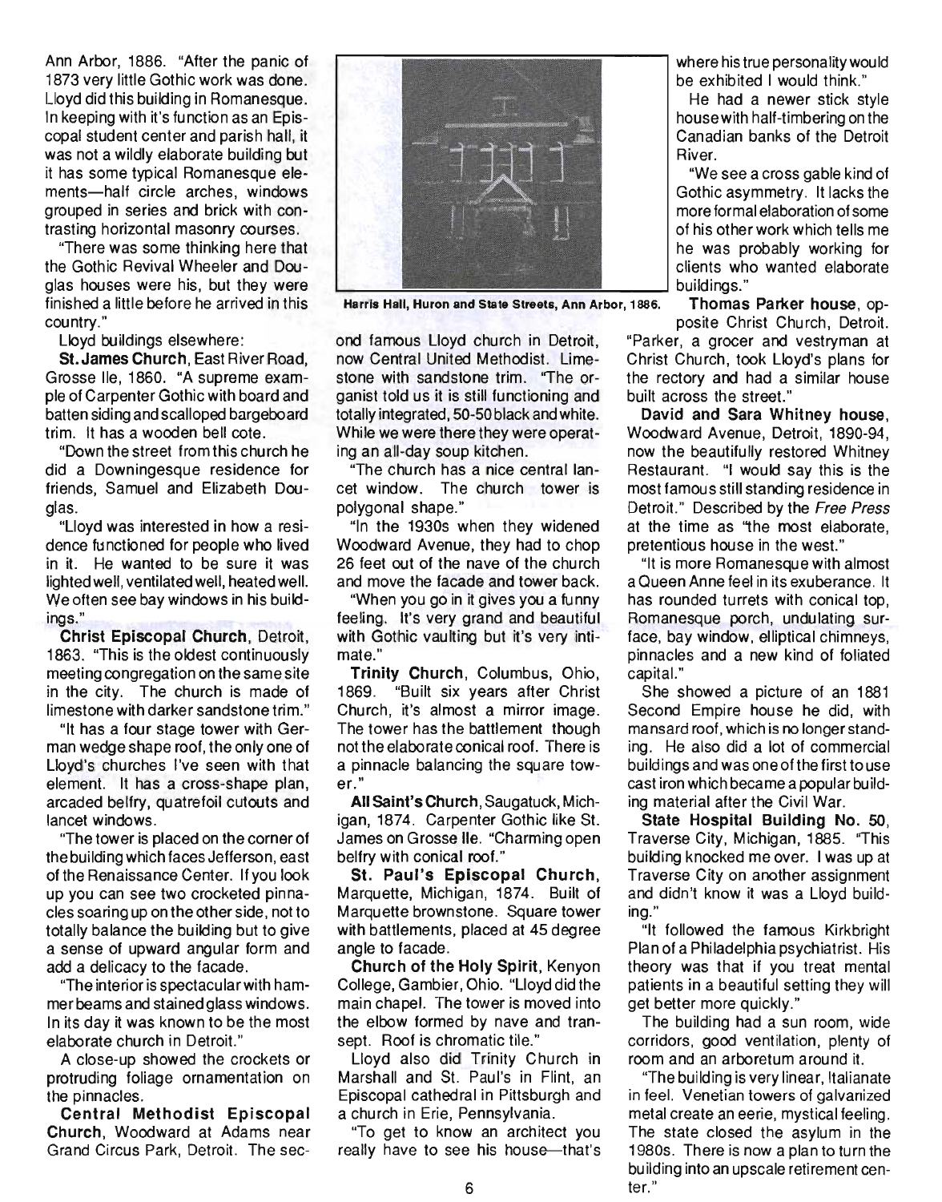Ann Arbor, 1886. "After the panic of 1873 very little Gothic work was done. Lloyd did this building in Romanesque. In keeping with it's function as an Episcopal student center and parish hall, it was not a wildly elaborate building but it has some typical Romanesque elements—half circle arches, windows grouped in series and brick with contrasting horizontal masonry courses.

"There was some thinking here that the Gothic Revival Wheeler and Douglas houses were his, but they were finished a little before he arrived in this country."

Lloyd buildings elsewhere:

**St. James Church**, East River Road, Grosse Ile, 1860. "A supreme example of Carpenter Gothic with board and batten siding and scalloped bargeboard trim. It has a wooden bell cote.

"Down the street from this church he did a Downingesque residence for friends, Samuel and Elizabeth Douglas.

"Lloyd was interested in how a residence functioned for people who lived in it. He wanted to be sure it was lighted well, ventilated well, heated well. We often see bay windows in his buildings."

**Christ Episcopal Church**, Detroit, 1863. "This is the oldest continuously meeting congregation on the same site in the city. The church is made of limestone with darker sandstone trim."

"It has a four stage tower with German wedge shape roof, the only one of Lloyd's churches I've seen with that element. It has a cross-shape plan, arcaded belfry, quatrefoil cutouts and lancet windows.

"The tower is placed on the corner of the building which faces Jefferson, east of the Renaissance Center. If you look up you can see two crocketed pinnacles soaring up on the other side, not to totally balance the building but to give a sense of upward angular form and add a delicacy to the facade.

"The interior is spectacular with hammer beams and stained glass windows. In its day it was known to be the most elaborate church in Detroit."

A close-up showed the crockets or protruding foliage ornamentation on the pinnacles.

**Central Methodist Episcopal Church**, Woodward at Adams near Grand Circus Park, Detroit. The second famous Lloyd church in Detroit, now Central United Methodist. Limestone with sandstone trim. "The organist told us it is still functioning and totally integrated, 50-50 black and white. While we were there they were operating an all-day soup kitchen.

"The church has a nice central lancet window. The church tower is polygonal shape."

"In the 1930s when they widened Woodward Avenue, they had to chop 26 feet out of the nave of the church and move the facade and tower back.

"When you go in it gives you a funny feeling. It's very grand and beautiful with Gothic vaulting but it's very intimate."

**Trinity Church**, Columbus, Ohio, 1869. "Built six years after Christ Church, it's almost a mirror image. The tower has the battlement though not the elaborate conical roof. There is a pinnacle balancing the square tower."

**All Saint's Church**, Saugatuck, Michigan, 1874. Carpenter Gothic like St. James on Grosse Ile. "Charming open belfry with conical roof."

**St. Paul's Episcopal Church**, Marquette, Michigan, 1874. Built of Marquette brownstone. Square tower with battlements, placed at 45 degree angle to facade.

**Church of the Holy Spirit**, Kenyon College, Gambier, Ohio. "Lloyd did the main chapel. The tower is moved into the elbow formed by nave and transept. Roof is chromatic tile."

Lloyd also did Trinity Church in Marshall and St. Paul's in Flint, an Episcopal cathedral in Pittsburgh and a church in Erie, Pennsylvania.

"To get to know an architect you really have to see his house—that's where his true personality would be exhibited I would think."

He had a newer stick style house with half-timbering on the Canadian banks of the Detroit River.

"We see a cross gable kind of Gothic asymmetry. It lacks the more formal elaboration of some of his other work which tells me he was probably working for clients who wanted elaborate buildings."

**Harris Hall, Huron and State Streets, Ann Arbor, 1886.**

**Thomas Parker house**, opposite Christ Church, Detroit. "Parker, a grocer and vestryman at Christ Church, took Lloyd's plans for the rectory and had a similar house built across the street."

**David and Sara Whitney house**, Woodward Avenue, Detroit, 1890-94, now the beautifully restored Whitney Restaurant. "I would say this is the most famous still standing residence in Detroit." Described by the *Free Press* at the time as "the most elaborate, pretentious house in the west."

"It is more Romanesque with almost a Queen Anne feel in its exuberance. It has rounded turrets with conical top, Romanesque porch, undulating surface, bay window, elliptical chimneys, pinnacles and a new kind of foliated capital."

She showed a picture of an 1881 Second Empire house he did, with mansard roof, which is no longer standing. He also did a lot of commercial buildings and was one of the first to use cast iron which became a popular building material after the Civil War.

**State Hospital Building No. 50**, Traverse City, Michigan, 1885. "This building knocked me over. I was up at Traverse City on another assignment and didn't know it was a Lloyd building."

"It followed the famous Kirkbright Plan of a Philadelphia psychiatrist. His theory was that if you treat mental patients in a beautiful setting they will get better more quickly."

The building had a sun room, wide corridors, good ventilation, plenty of room and an arboretum around it.

"The building is very linear, Italianate in feel. Venetian towers of galvanized metal create an eerie, mystical feeling. The state closed the asylum in the 1980s. There is now a plan to turn the building into an upscale retirement center."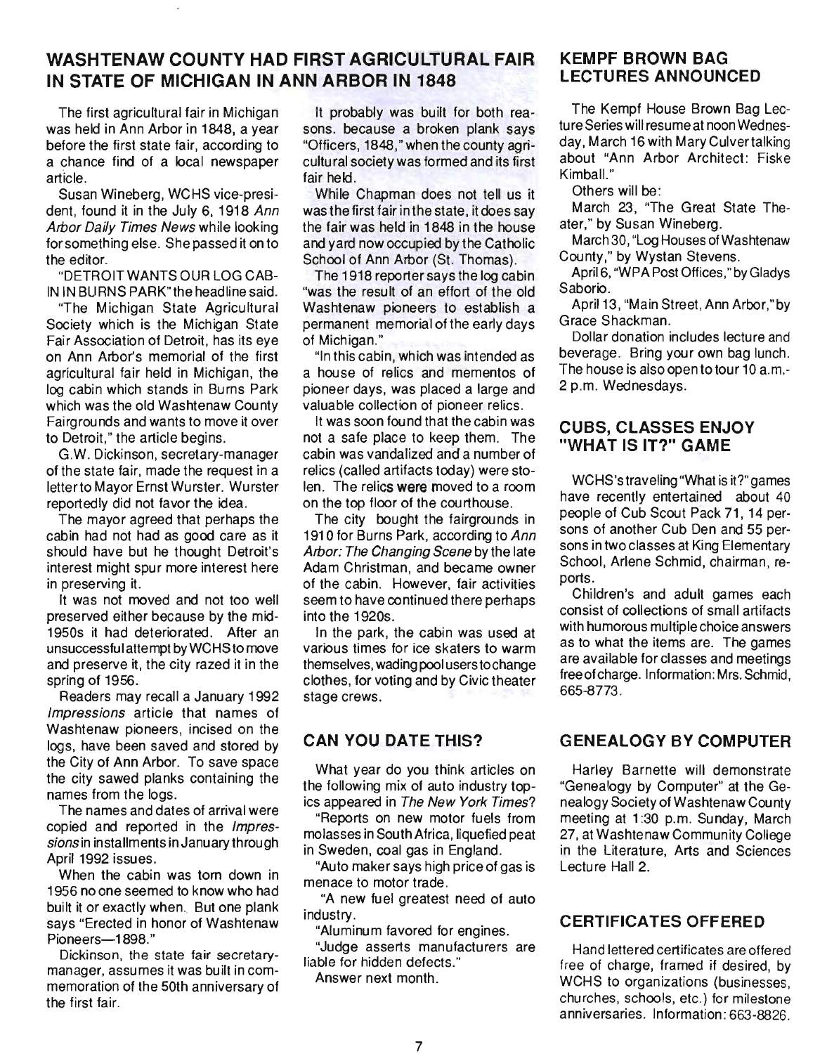## WASHTENAW COUNTY HAD FIRST AGRICULTURAL FAIR IN STATE OF MICHIGAN IN ANN ARBOR IN 1848

The first agricultural fair in Michigan was held in Ann Arbor in 1848, a year before the first state fair, according to a chance find of a local newspaper article.

Susan Wineberg, WCHS vice-president, found it in the July 6, 1918 *Ann Arbor Daily Times News* while looking for something else. She passed it on to the editor.

"DETROIT WANTS OUR LOG CABIN IN BURNS PARK" the headline said.

"The Michigan State Agricultural Society which is the Michigan State Fair Association of Detroit, has its eye on Ann Arbor's memorial of the first agricultural fair held in Michigan, the log cabin which stands in Burns Park which was the old Washtenaw County Fairgrounds and wants to move it over to Detroit," the article begins.

G.W. Dickinson, secretary-manager of the state fair, made the request in a letter to Mayor Ernst Wurster. Wurster reportedly did not favor the idea.

The mayor agreed that perhaps the cabin had not had as good care as it should have but he thought Detroit's interest might spur more interest here in preserving it.

It was not moved and not too well preserved either because by the mid-1950s it had deteriorated. After an unsuccessful attempt by WCHS to move and preserve it, the city razed it in the spring of 1956.

Readers may recall a January 1992 *Impressions* article that names of Washtenaw pioneers, incised on the logs, have been saved and stored by the City of Ann Arbor. To save space the city sawed planks containing the names from the logs.

The names and dates of arrival were copied and reported in the *Impressions* in installments in January through April 1992 issues.

When the cabin was torn down in 1956 no one seemed to know who had built it or exactly when. But one plank says "Erected in honor of Washtenaw Pioneers—1898."

Dickinson, the state fair secretary-manager, assumes it was built in commemoration of the 50th anniversary of the first fair.

It probably was built for both reasons. because a broken plank says "Officers, 1848," when the county agricultural society was formed and its first fair held.

While Chapman does not tell us it was the first fair in the state, it does say the fair was held in 1848 in the house and yard now occupied by the Catholic School of Ann Arbor (St. Thomas).

The 1918 reporter says the log cabin "was the result of an effort of the old Washtenaw pioneers to establish a permanent memorial of the early days of Michigan."

"In this cabin, which was intended as a house of relics and mementos of pioneer days, was placed a large and valuable collection of pioneer relics.

It was soon found that the cabin was not a safe place to keep them. The cabin was vandalized and a number of relics (called artifacts today) were stolen. The relics were moved to a room on the top floor of the courthouse.

The city bought the fairgrounds in 1910 for Burns Park, according to *Ann Arbor: The Changing Scene* by the late Adam Christman, and became owner of the cabin. However, fair activities seem to have continued there perhaps into the 1920s.

In the park, the cabin was used at various times for ice skaters to warm themselves, wading pool users to change clothes, for voting and by Civic theater stage crews.

## CAN YOU DATE THIS?

What year do you think articles on the following mix of auto industry topics appeared in *The New York Times*?

"Reports on new motor fuels from molasses in South Africa, liquefied peat in Sweden, coal gas in England.

"Auto maker says high price of gas is menace to motor trade.

"A new fuel greatest need of auto industry.

"Aluminum favored for engines.

"Judge asserts manufacturers are liable for hidden defects."

Answer next month.

## KEMPF BROWN BAG LECTURES ANNOUNCED

The Kempf House Brown Bag Lecture Series will resume at noon Wednesday, March 16 with Mary Culver talking about "Ann Arbor Architect: Fiske Kimball."

Others will be:

March 23, "The Great State Theater," by Susan Wineberg.

March 30, "Log Houses of Washtenaw County," by Wystan Stevens.

April 6, "WPA Post Offices," by Gladys Saborio.

April 13, "Main Street, Ann Arbor," by Grace Shackman.

Dollar donation includes lecture and beverage. Bring your own bag lunch. The house is also open to tour 10 a.m.-2 p.m. Wednesdays.

## CUBS, CLASSES ENJOY "WHAT IS IT?" GAME

WCHS's traveling "What is it?" games have recently entertained about 40 people of Cub Scout Pack 71, 14 persons of another Cub Den and 55 persons in two classes at King Elementary School, Arlene Schmid, chairman, reports.

Children's and adult games each consist of collections of small artifacts with humorous multiple choice answers as to what the items are. The games are available for classes and meetings free of charge. Information: Mrs. Schmid, 665-8773.

## GENEALOGY BY COMPUTER

Harley Barnette will demonstrate "Genealogy by Computer" at the Genealogy Society of Washtenaw County meeting at 1:30 p.m. Sunday, March 27, at Washtenaw Community College in the Literature, Arts and Sciences Lecture Hall 2.

## CERTIFICATES OFFERED

Hand lettered certificates are offered free of charge, framed if desired, by WCHS to organizations (businesses, churches, schools, etc.) for milestone anniversaries. Information: 663-8826.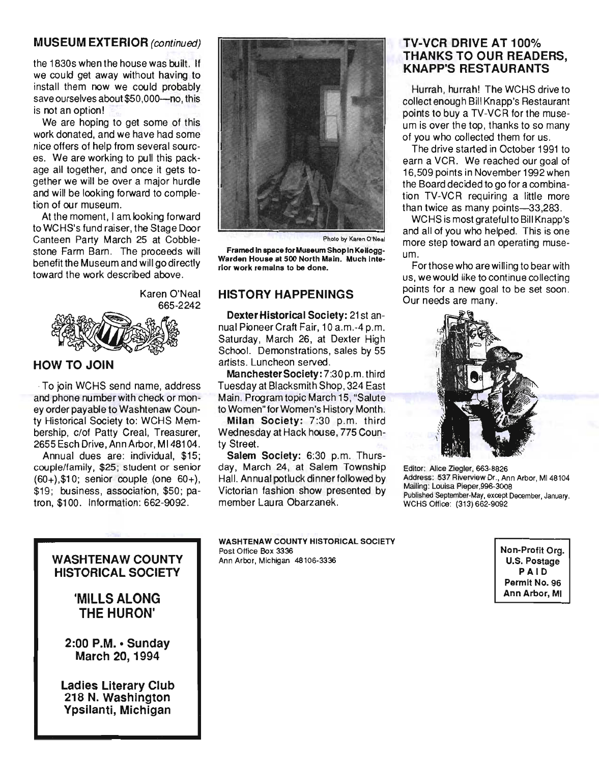## MUSEUM EXTERIOR *(continued)*

the 1830s when the house was built. If we could get away without having to install them now we could probably save ourselves about $50,000—no, this is not an option!

We are hoping to get some of this work donated, and we have had some nice offers of help from several sources. We are working to pull this package all together, and once it gets together we will be over a major hurdle and will be looking forward to completion of our museum.

At the moment, I am looking forward to WCHS's fund raiser, the Stage Door Canteen Party March 25 at Cobblestone Farm Barn. The proceeds will benefit the Museum and will go directly toward the work described above.

Karen O'Neal
665-2242

## HOW TO JOIN

To join WCHS send name, address and phone number with check or money order payable to Washtenaw County Historical Society to: WCHS Membership, c/of Patty Creal, Treasurer, 2655 Esch Drive, Ann Arbor, MI 48104.

Annual dues are: individual, $15; couple/family, $25; student or senior (60+), $10; senior couple (one 60+), $19; business, association, $50; patron, $100. Information: 662-9092.

Photo by Karen O'Neal

**Framed in space for Museum Shop in Kellogg-Warden House at 500 North Main. Much interior work remains to be done.**

## HISTORY HAPPENINGS

**Dexter Historical Society:** 21st annual Pioneer Craft Fair, 10 a.m.-4 p.m. Saturday, March 26, at Dexter High School. Demonstrations, sales by 55 artists. Luncheon served.

**Manchester Society:** 7:30 p.m. third Tuesday at Blacksmith Shop, 324 East Main. Program topic March 15, "Salute to Women" for Women's History Month.

**Milan Society:** 7:30 p.m. third Wednesday at Hack house, 775 County Street.

**Salem Society:** 6:30 p.m. Thursday, March 24, at Salem Township Hall. Annual potluck dinner followed by Victorian fashion show presented by member Laura Obarzanek.

## TV-VCR DRIVE AT 100% THANKS TO OUR READERS, KNAPP'S RESTAURANTS

Hurrah, hurrah! The WCHS drive to collect enough Bill Knapp's Restaurant points to buy a TV-VCR for the museum is over the top, thanks to so many of you who collected them for us.

The drive started in October 1991 to earn a VCR. We reached our goal of 16,509 points in November 1992 when the Board decided to go for a combination TV-VCR requiring a little more than twice as many points—33,283.

WCHS is most grateful to Bill Knapp's and all of you who helped. This is one more step toward an operating museum.

For those who are willing to bear with us, we would like to continue collecting points for a new goal to be set soon. Our needs are many.

Editor: Alice Ziegler, 663-8826
Address: 537 Riverview Dr., Ann Arbor, MI 48104
Mailing: Louisa Pieper, 996-3008
Published September-May, except December, January.
WCHS Office: (313) 662-9092

**WASHTENAW COUNTY HISTORICAL SOCIETY**

**'MILLS ALONG THE HURON'**

**2:00 P.M. • Sunday March 20, 1994**

**Ladies Literary Club**
**218 N. Washington**
**Ypsilanti, Michigan**

**WASHTENAW COUNTY HISTORICAL SOCIETY**
Post Office Box 3336
Ann Arbor, Michigan 48106-3336

**Non-Profit Org.**
**U.S. Postage**
**PAID**
**Permit No. 96**
**Ann Arbor, MI**